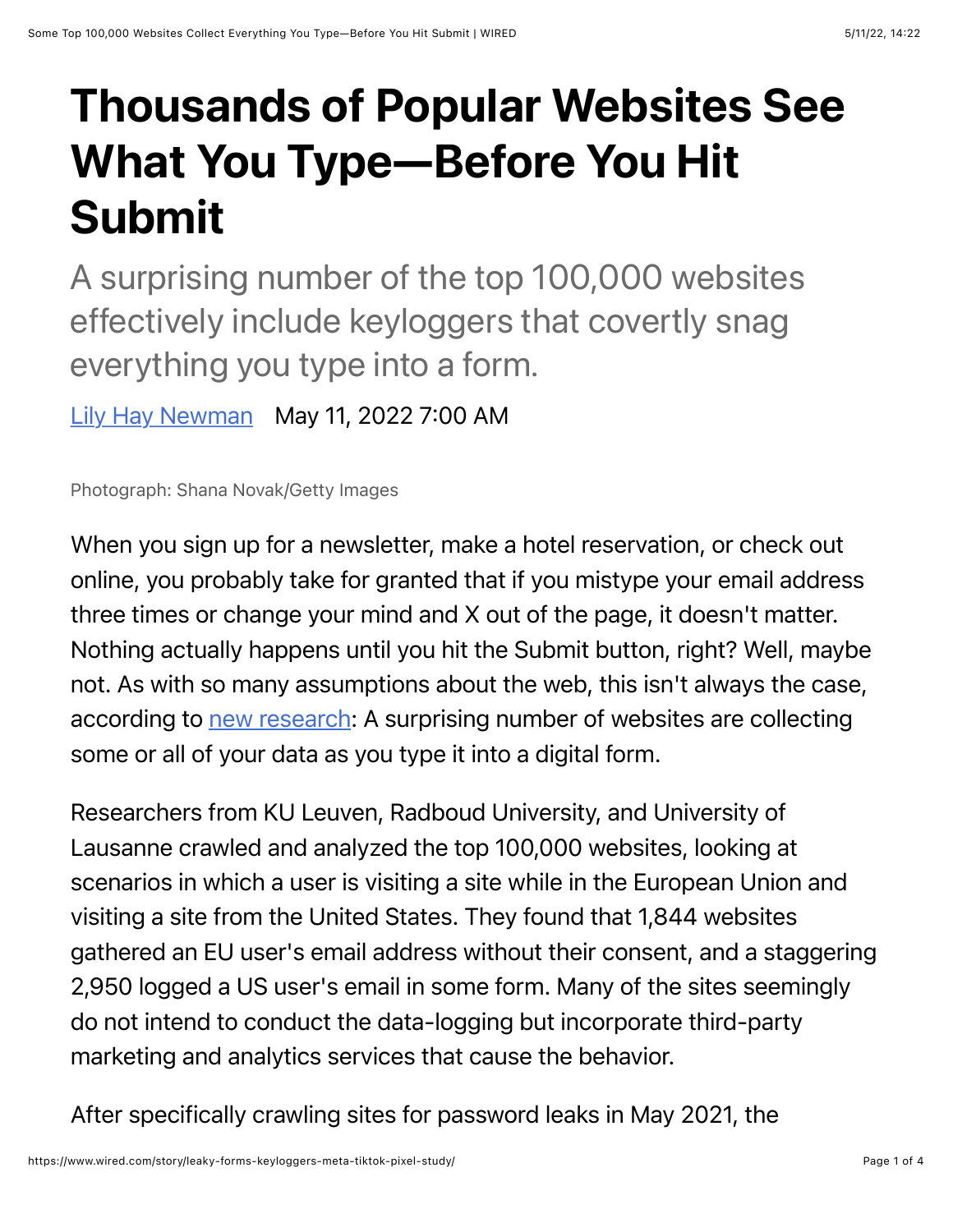# Thousands of Popular Websites See What You Type—Before You Hit Submit

A surprising number of the top 100,000 websites effectively include keyloggers that covertly snag everything you type into a form.

[Lily Hay Newman](#) May 11, 2022 7:00 AM

Photograph: Shana Novak/Getty Images

When you sign up for a newsletter, make a hotel reservation, or check out online, you probably take for granted that if you mistype your email address three times or change your mind and X out of the page, it doesn't matter. Nothing actually happens until you hit the Submit button, right? Well, maybe not. As with so many assumptions about the web, this isn't always the case, according to [new research](#): A surprising number of websites are collecting some or all of your data as you type it into a digital form.

Researchers from KU Leuven, Radboud University, and University of Lausanne crawled and analyzed the top 100,000 websites, looking at scenarios in which a user is visiting a site while in the European Union and visiting a site from the United States. They found that 1,844 websites gathered an EU user's email address without their consent, and a staggering 2,950 logged a US user's email in some form. Many of the sites seemingly do not intend to conduct the data-logging but incorporate third-party marketing and analytics services that cause the behavior.

After specifically crawling sites for password leaks in May 2021, the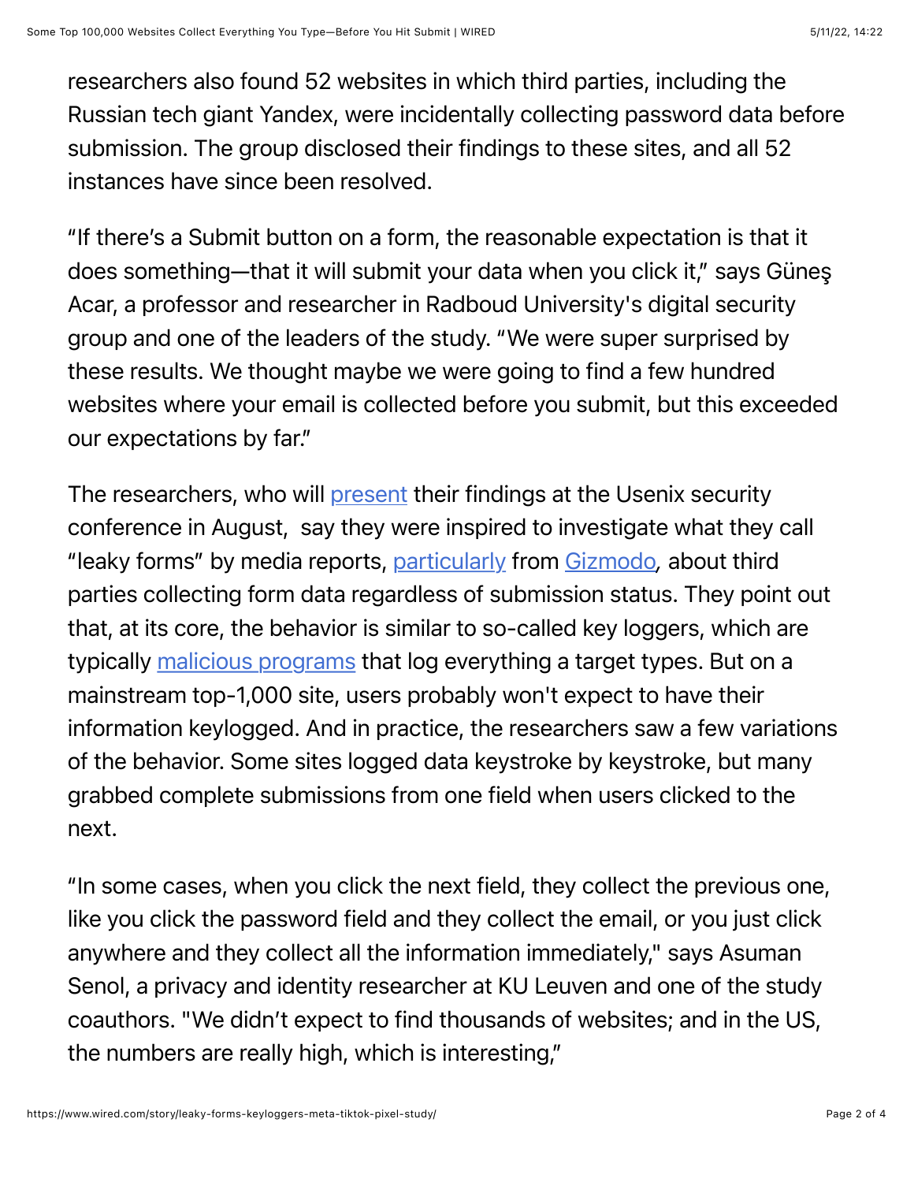researchers also found 52 websites in which third parties, including the Russian tech giant Yandex, were incidentally collecting password data before submission. The group disclosed their findings to these sites, and all 52 instances have since been resolved.

“If there’s a Submit button on a form, the reasonable expectation is that it does something—that it will submit your data when you click it,” says Güneş Acar, a professor and researcher in Radboud University's digital security group and one of the leaders of the study. “We were super surprised by these results. We thought maybe we were going to find a few hundred websites where your email is collected before you submit, but this exceeded our expectations by far.”

The researchers, who will [present](#) their findings at the Usenix security conference in August,  say they were inspired to investigate what they call “leaky forms” by media reports, [particularly](#) from [Gizmodo](#), about third parties collecting form data regardless of submission status. They point out that, at its core, the behavior is similar to so-called key loggers, which are typically [malicious programs](#) that log everything a target types. But on a mainstream top-1,000 site, users probably won't expect to have their information keylogged. And in practice, the researchers saw a few variations of the behavior. Some sites logged data keystroke by keystroke, but many grabbed complete submissions from one field when users clicked to the next.

“In some cases, when you click the next field, they collect the previous one, like you click the password field and they collect the email, or you just click anywhere and they collect all the information immediately," says Asuman Senol, a privacy and identity researcher at KU Leuven and one of the study coauthors. "We didn’t expect to find thousands of websites; and in the US, the numbers are really high, which is interesting,”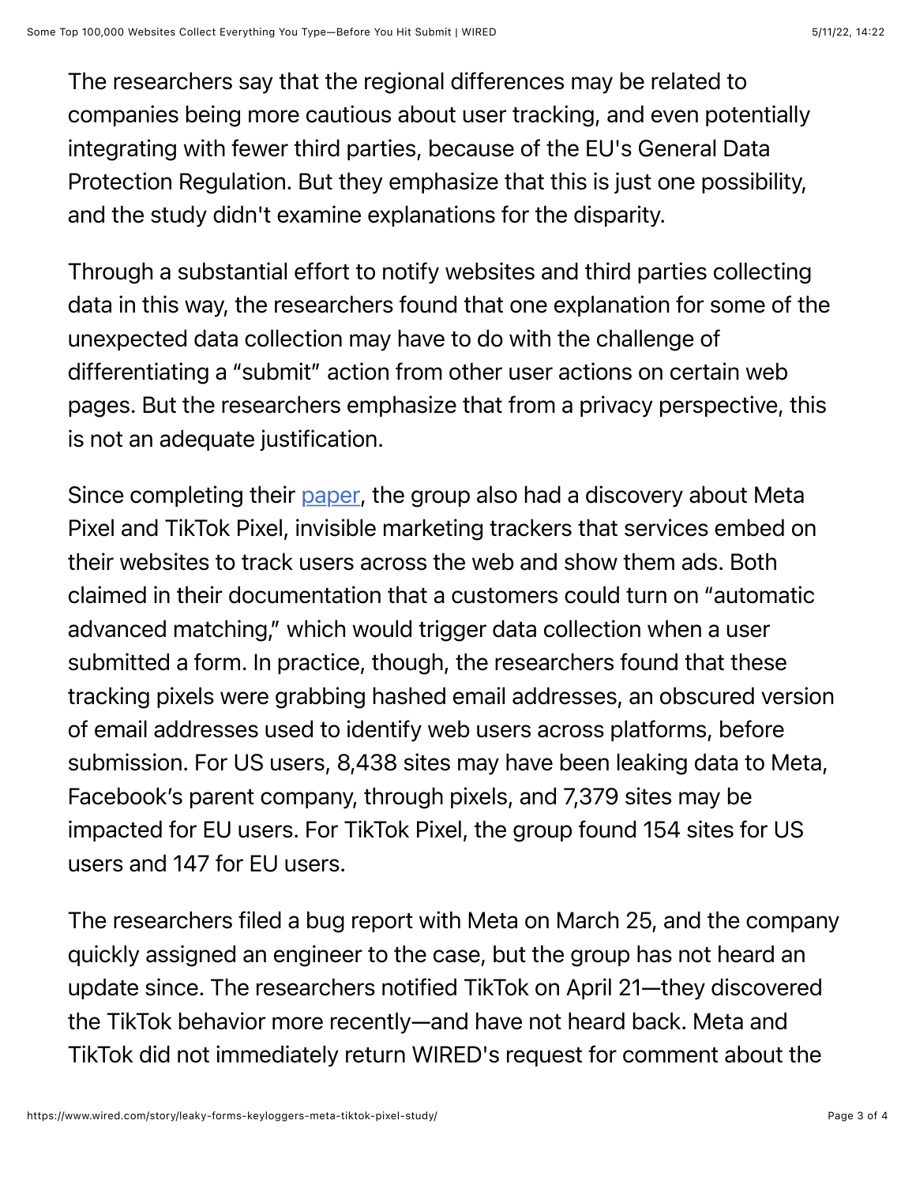The researchers say that the regional differences may be related to companies being more cautious about user tracking, and even potentially integrating with fewer third parties, because of the EU's General Data Protection Regulation. But they emphasize that this is just one possibility, and the study didn't examine explanations for the disparity.

Through a substantial effort to notify websites and third parties collecting data in this way, the researchers found that one explanation for some of the unexpected data collection may have to do with the challenge of differentiating a "submit" action from other user actions on certain web pages. But the researchers emphasize that from a privacy perspective, this is not an adequate justification.

Since completing their paper, the group also had a discovery about Meta Pixel and TikTok Pixel, invisible marketing trackers that services embed on their websites to track users across the web and show them ads. Both claimed in their documentation that a customers could turn on "automatic advanced matching," which would trigger data collection when a user submitted a form. In practice, though, the researchers found that these tracking pixels were grabbing hashed email addresses, an obscured version of email addresses used to identify web users across platforms, before submission. For US users, 8,438 sites may have been leaking data to Meta, Facebook's parent company, through pixels, and 7,379 sites may be impacted for EU users. For TikTok Pixel, the group found 154 sites for US users and 147 for EU users.

The researchers filed a bug report with Meta on March 25, and the company quickly assigned an engineer to the case, but the group has not heard an update since. The researchers notified TikTok on April 21—they discovered the TikTok behavior more recently—and have not heard back. Meta and TikTok did not immediately return WIRED's request for comment about the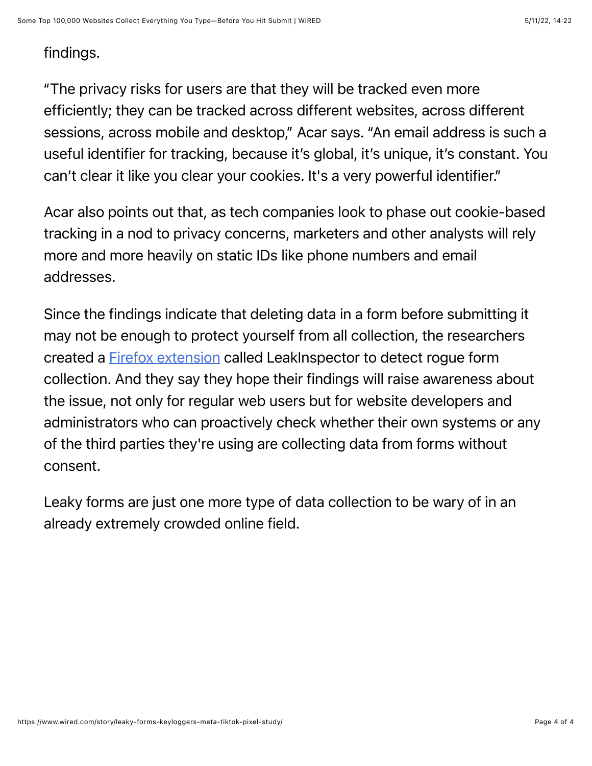findings.

“The privacy risks for users are that they will be tracked even more efficiently; they can be tracked across different websites, across different sessions, across mobile and desktop,” Acar says. “An email address is such a useful identifier for tracking, because it’s global, it’s unique, it’s constant. You can’t clear it like you clear your cookies. It's a very powerful identifier.”

Acar also points out that, as tech companies look to phase out cookie-based tracking in a nod to privacy concerns, marketers and other analysts will rely more and more heavily on static IDs like phone numbers and email addresses.

Since the findings indicate that deleting data in a form before submitting it may not be enough to protect yourself from all collection, the researchers created a [Firefox extension](#) called LeakInspector to detect rogue form collection. And they say they hope their findings will raise awareness about the issue, not only for regular web users but for website developers and administrators who can proactively check whether their own systems or any of the third parties they're using are collecting data from forms without consent.

Leaky forms are just one more type of data collection to be wary of in an already extremely crowded online field.